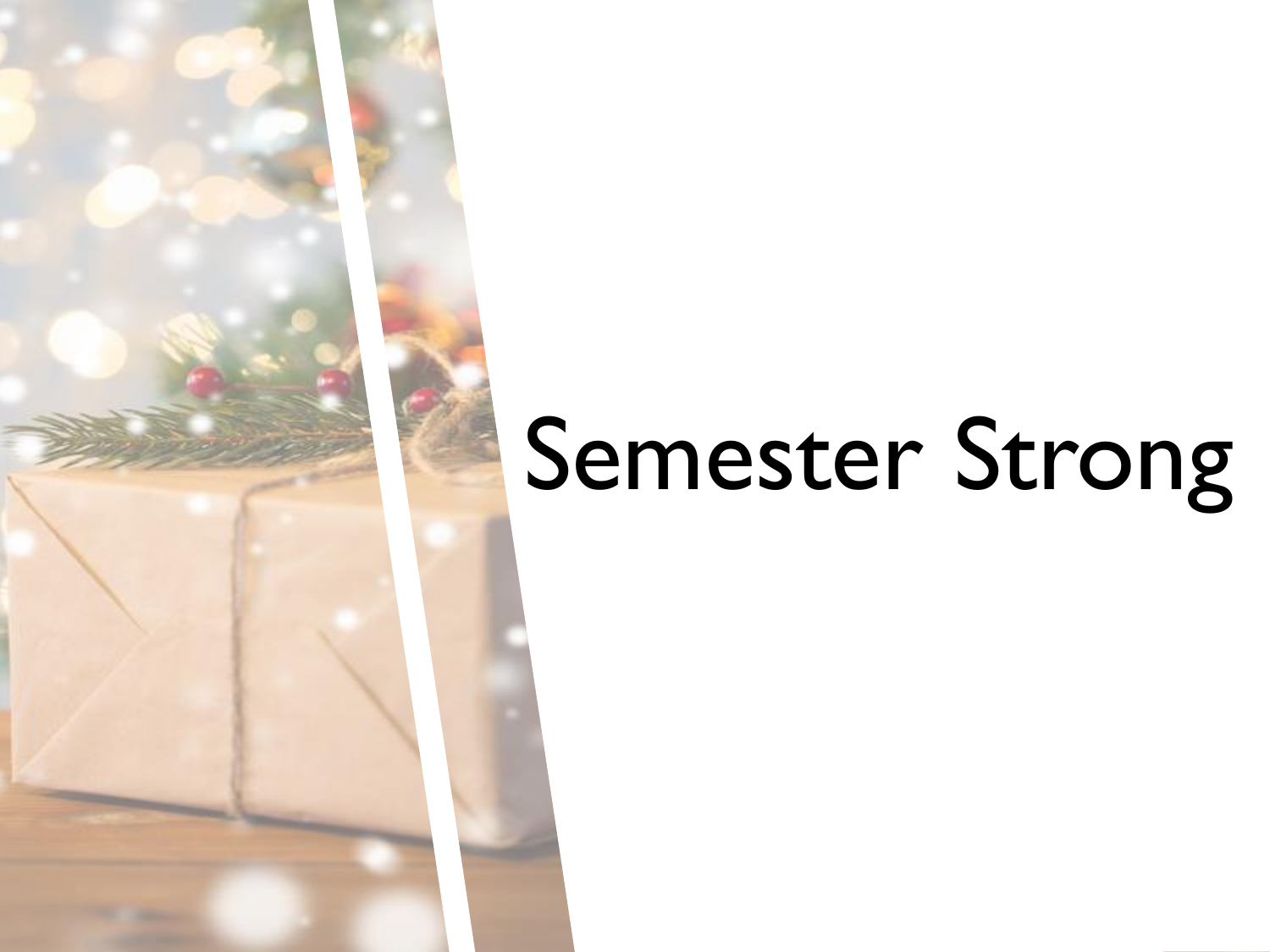# Semester Strong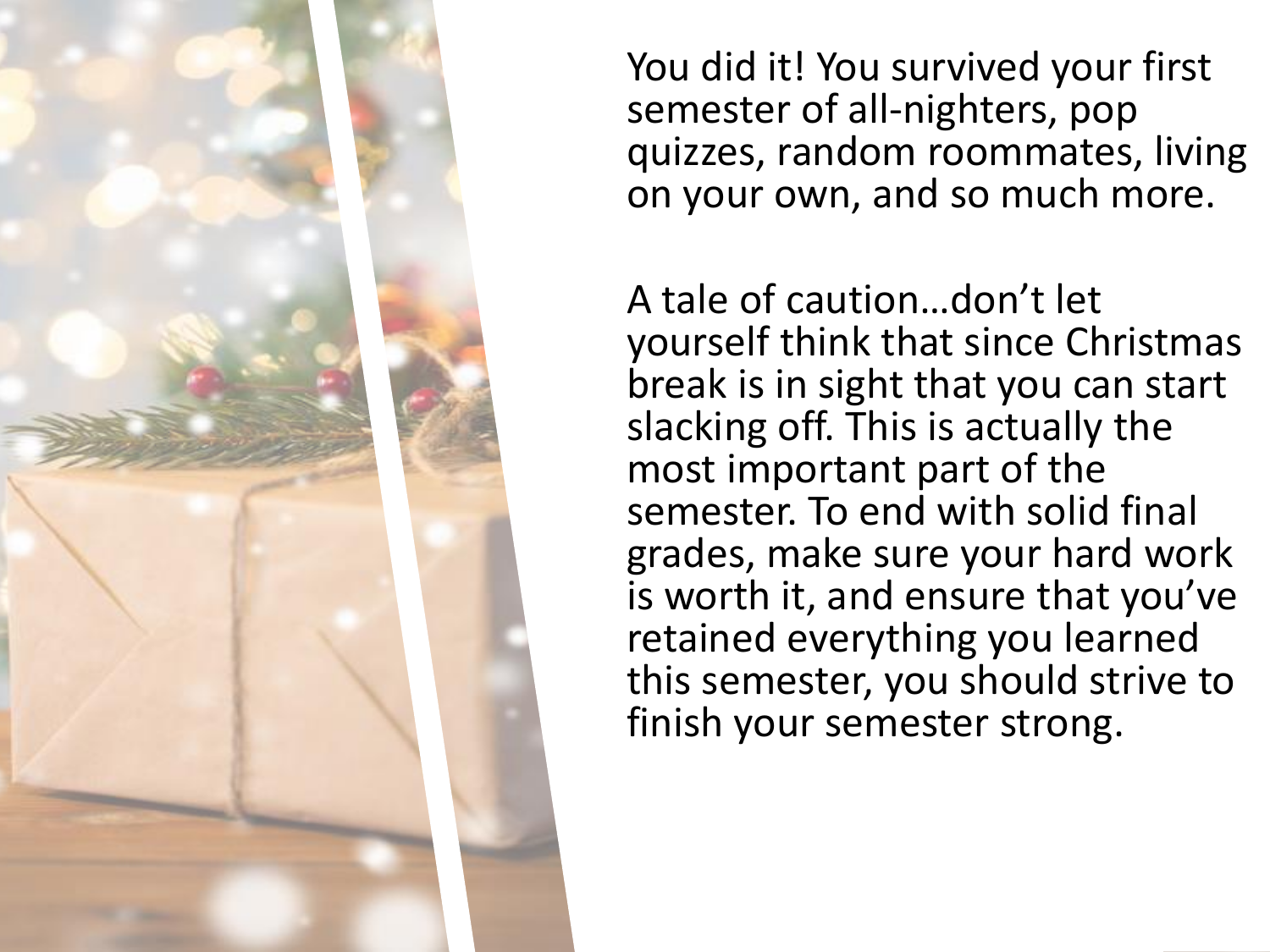You did it! You survived your first semester of all-nighters, pop quizzes, random roommates, living on your own, and so much more.

A tale of caution…don't let yourself think that since Christmas break is in sight that you can start slacking off. This is actually the most important part of the semester. To end with solid final grades, make sure your hard work is worth it, and ensure that you've retained everything you learned this semester, you should strive to finish your semester strong.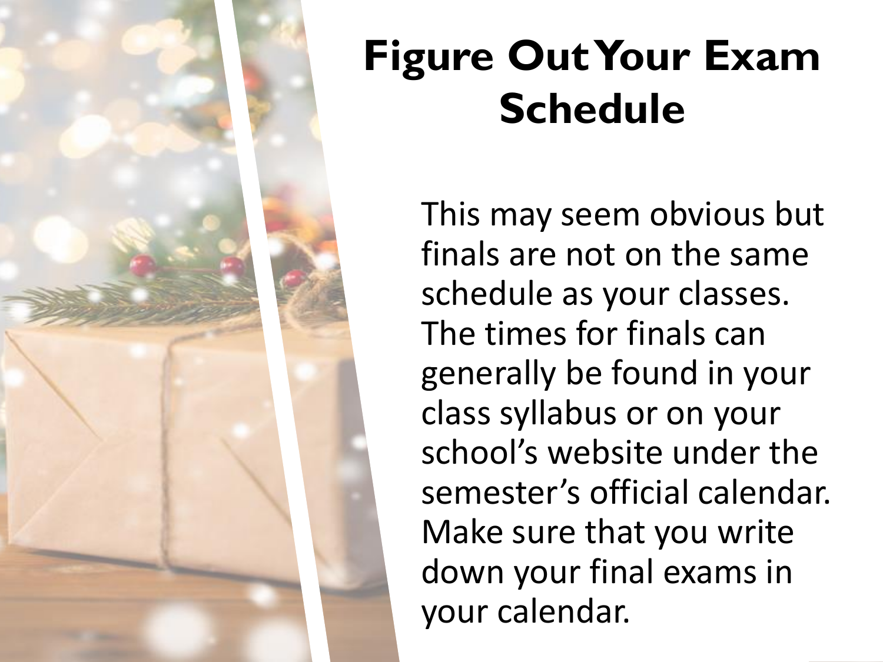# Figure Out Your Exam Schedule

This may seem obvious but finals are not on the same schedule as your classes. The times for finals can generally be found in your class syllabus or on your school's website under the semester's official calendar. Make sure that you write down your final exams in your calendar.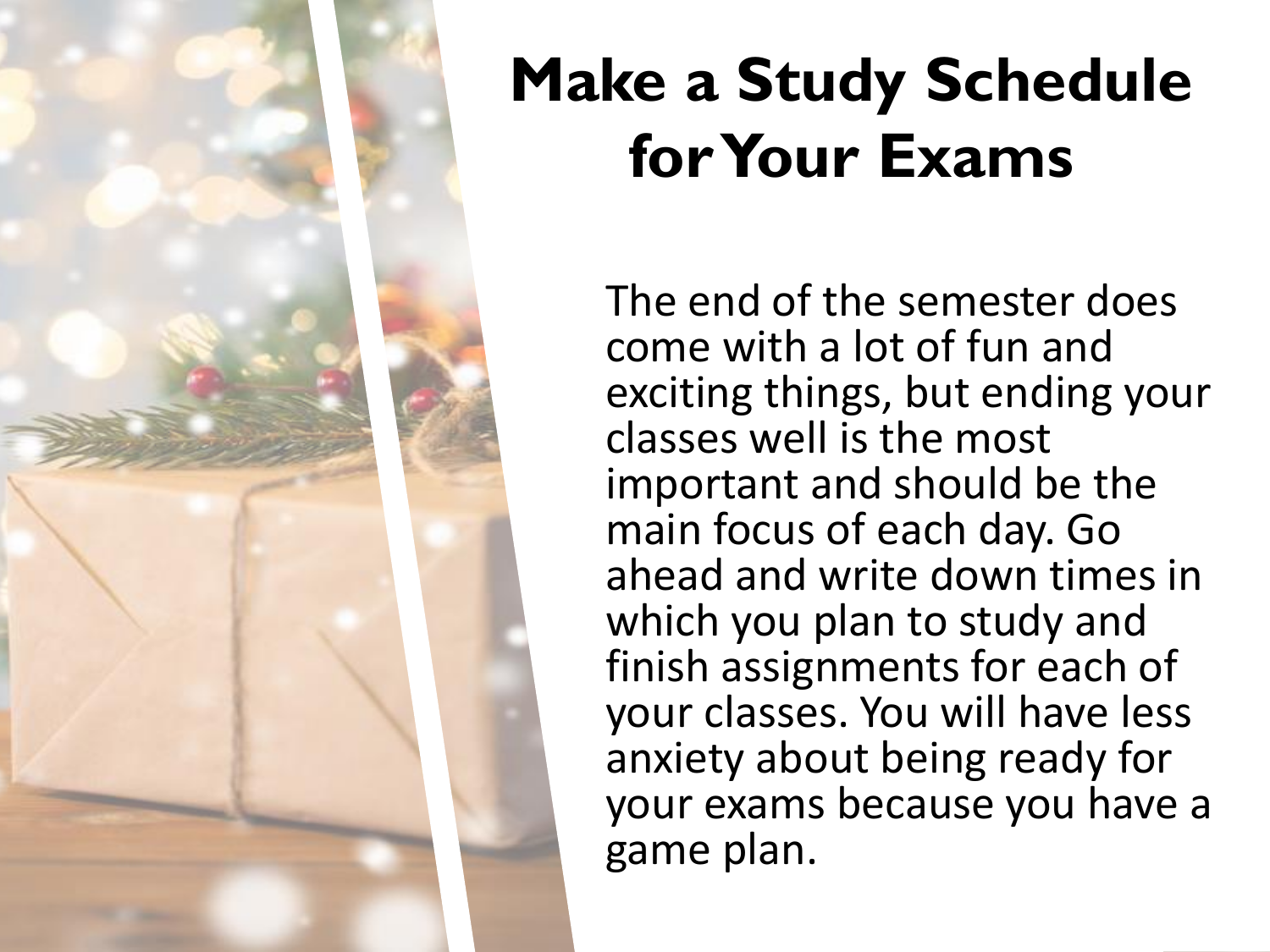# Make a Study Schedule for Your Exams

The end of the semester does come with a lot of fun and exciting things, but ending your classes well is the most important and should be the main focus of each day. Go ahead and write down times in which you plan to study and finish assignments for each of your classes. You will have less anxiety about being ready for your exams because you have a game plan.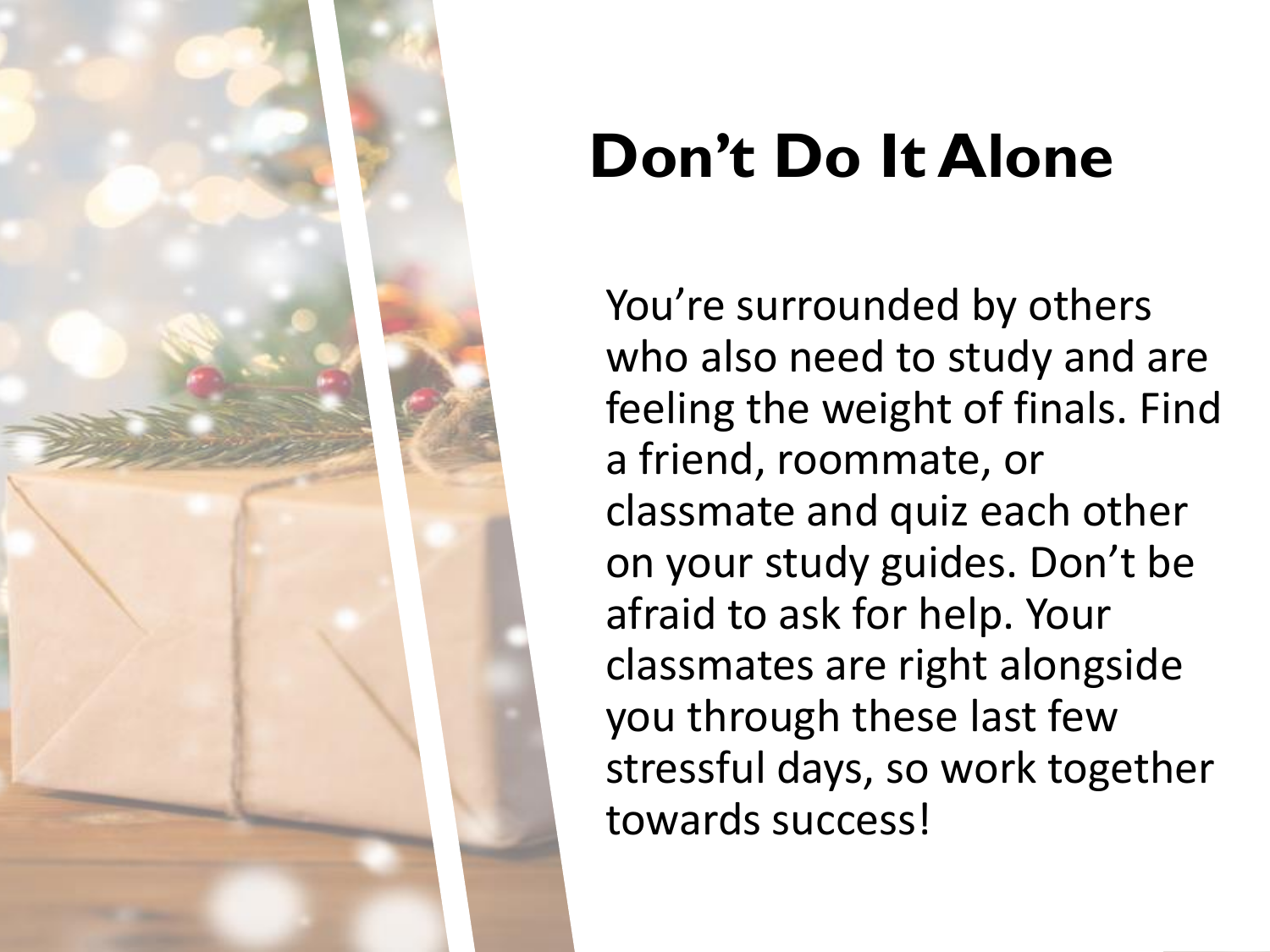# Don't Do It Alone

You're surrounded by others who also need to study and are feeling the weight of finals. Find a friend, roommate, or classmate and quiz each other on your study guides. Don't be afraid to ask for help. Your classmates are right alongside you through these last few stressful days, so work together towards success!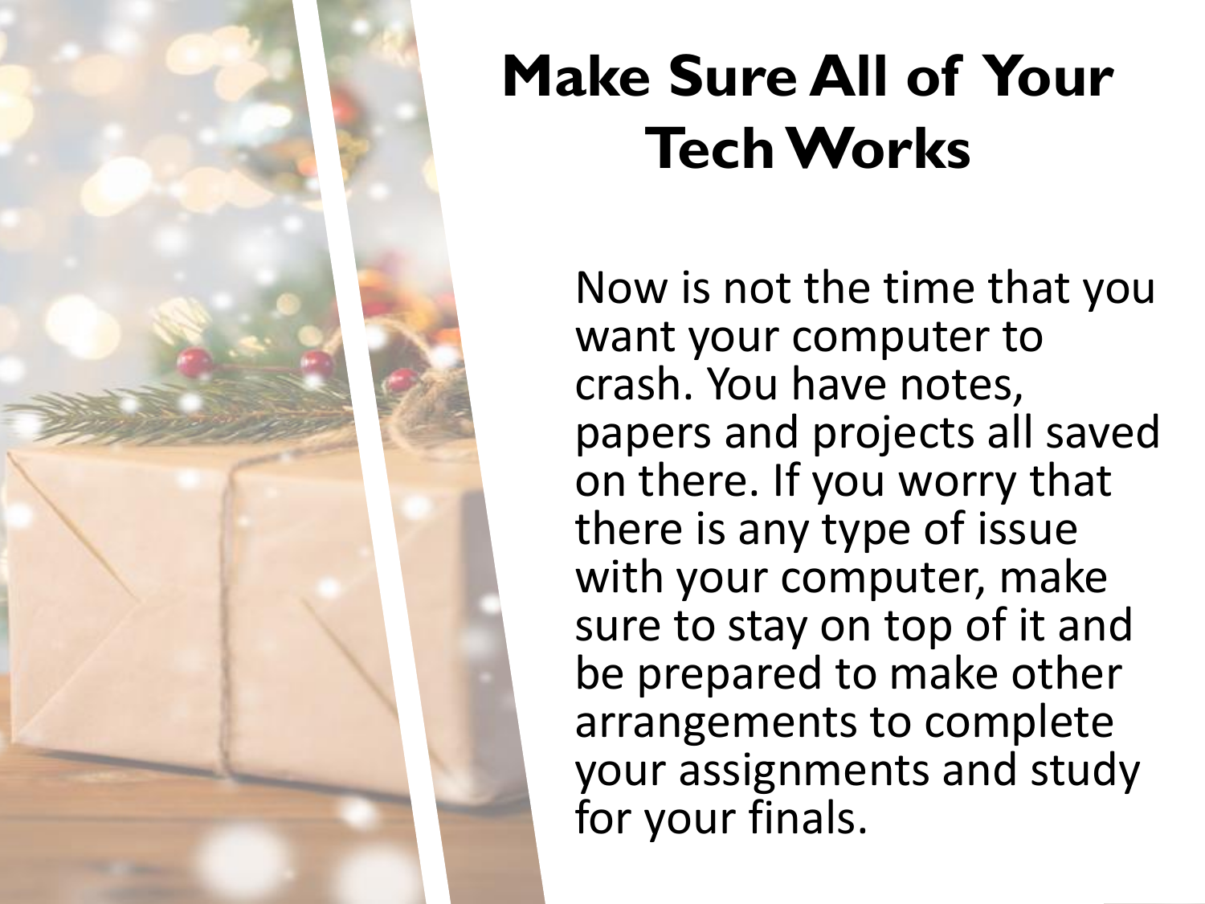# Make Sure All of Your Tech Works

Now is not the time that you want your computer to crash. You have notes, papers and projects all saved on there. If you worry that there is any type of issue with your computer, make sure to stay on top of it and be prepared to make other arrangements to complete your assignments and study for your finals.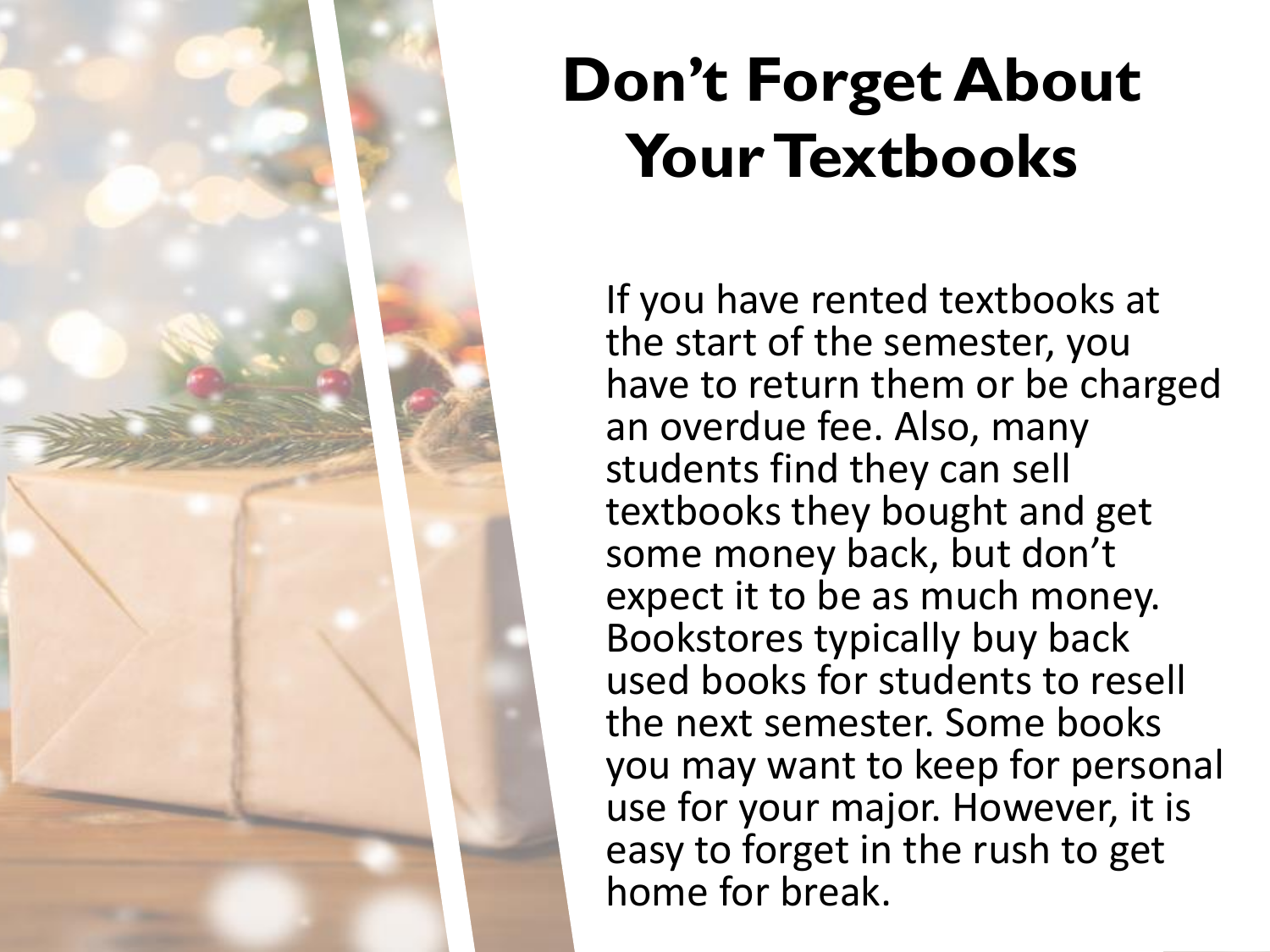# Don't Forget About Your Textbooks

If you have rented textbooks at the start of the semester, you have to return them or be charged an overdue fee. Also, many students find they can sell textbooks they bought and get some money back, but don't expect it to be as much money. Bookstores typically buy back used books for students to resell the next semester. Some books you may want to keep for personal use for your major. However, it is easy to forget in the rush to get home for break.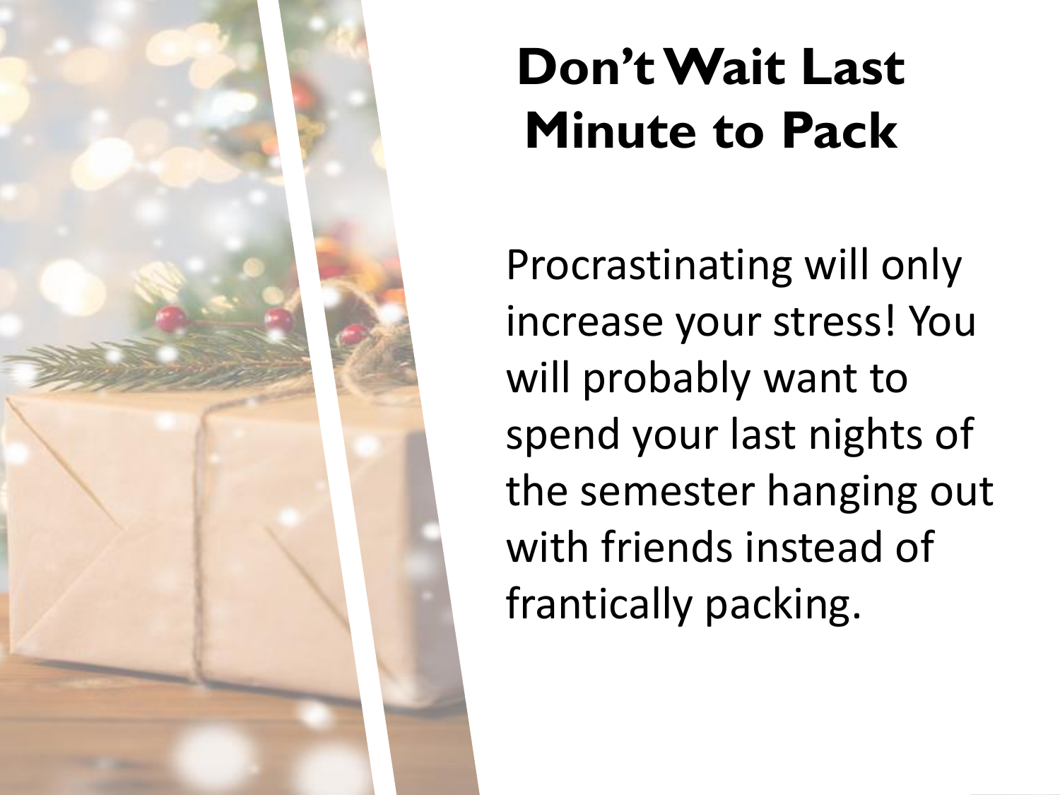# Don't Wait Last Minute to Pack

Procrastinating will only increase your stress! You will probably want to spend your last nights of the semester hanging out with friends instead of frantically packing.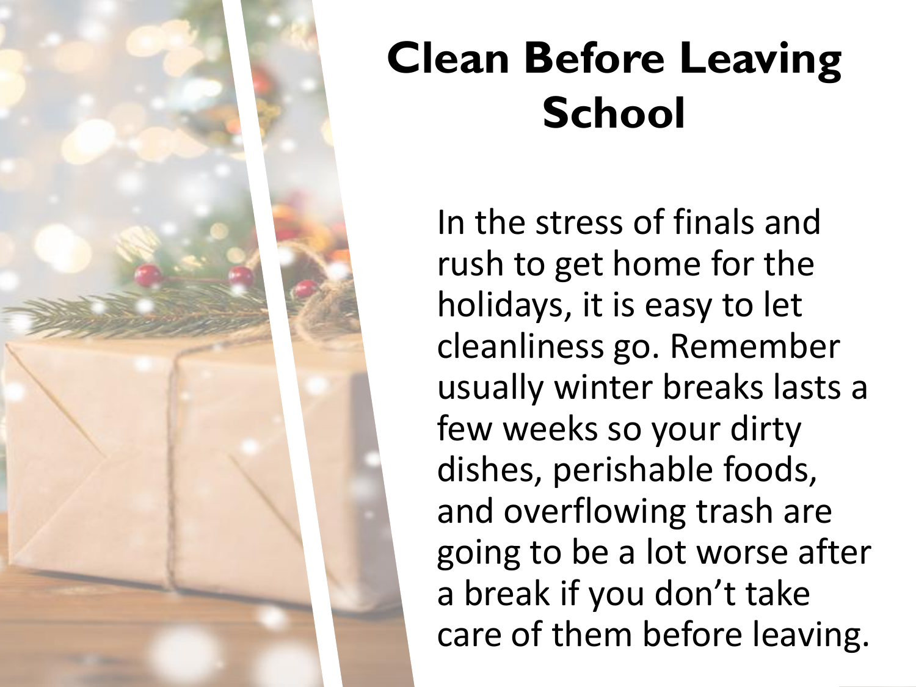# Clean Before Leaving School

In the stress of finals and rush to get home for the holidays, it is easy to let cleanliness go. Remember usually winter breaks lasts a few weeks so your dirty dishes, perishable foods, and overflowing trash are going to be a lot worse after a break if you don't take care of them before leaving.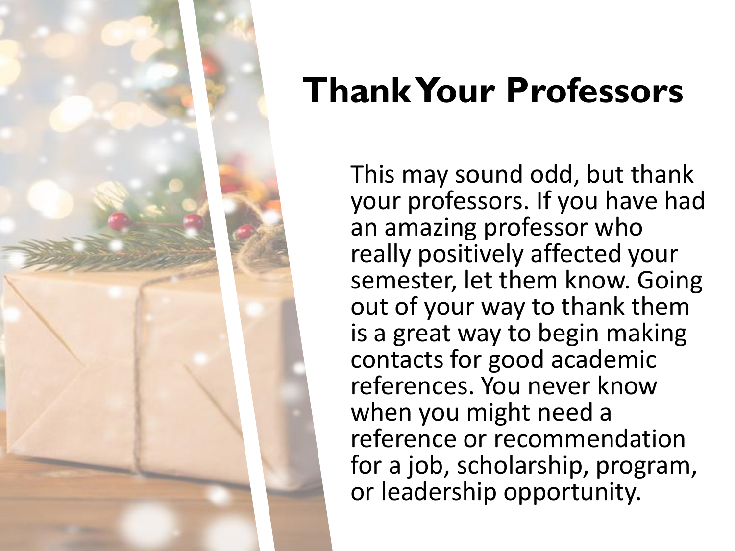# Thank Your Professors

This may sound odd, but thank your professors. If you have had an amazing professor who really positively affected your semester, let them know. Going out of your way to thank them is a great way to begin making contacts for good academic references. You never know when you might need a reference or recommendation for a job, scholarship, program, or leadership opportunity.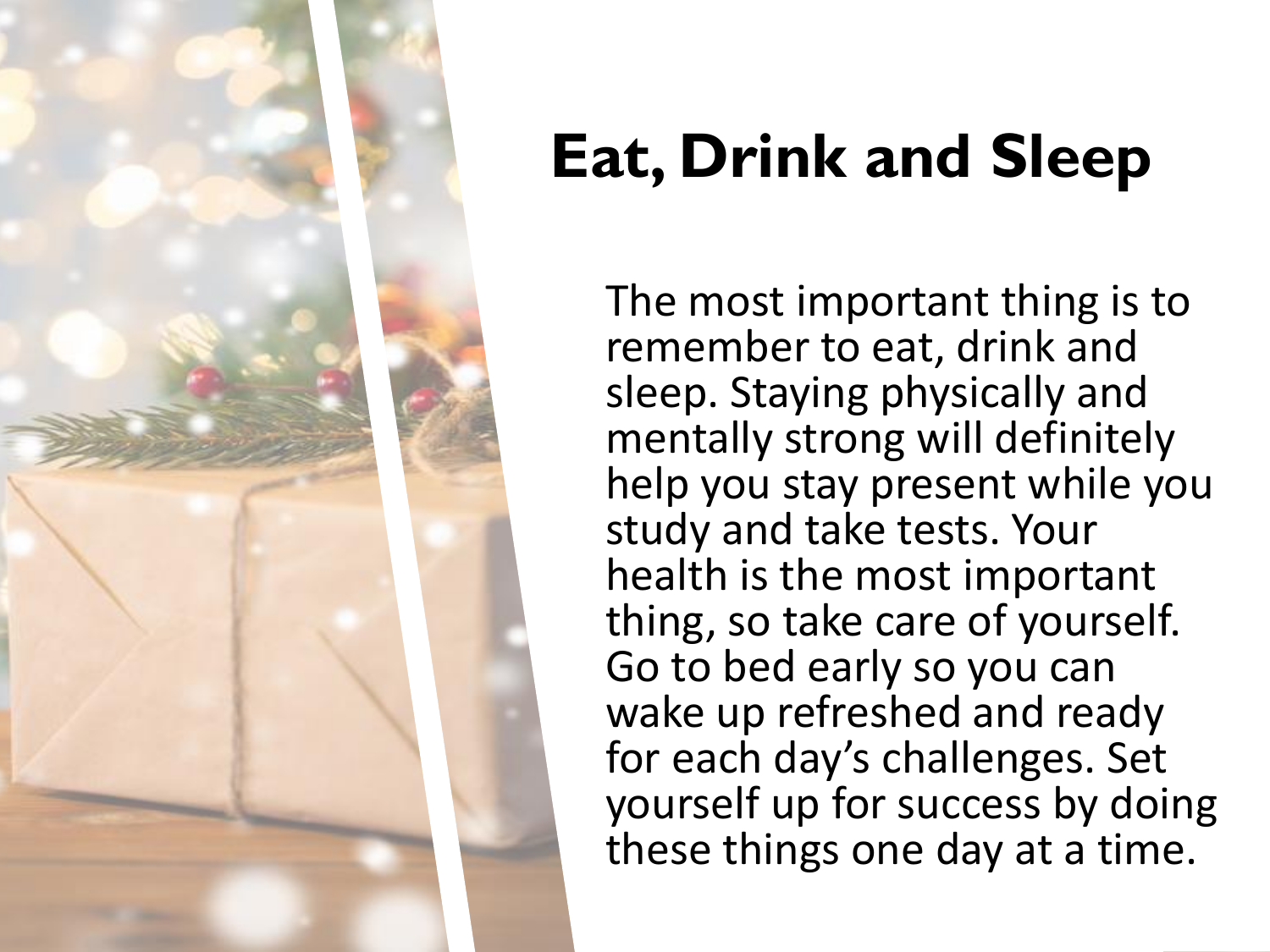# Eat, Drink and Sleep

The most important thing is to remember to eat, drink and sleep. Staying physically and mentally strong will definitely help you stay present while you study and take tests. Your health is the most important thing, so take care of yourself. Go to bed early so you can wake up refreshed and ready for each day’s challenges. Set yourself up for success by doing these things one day at a time.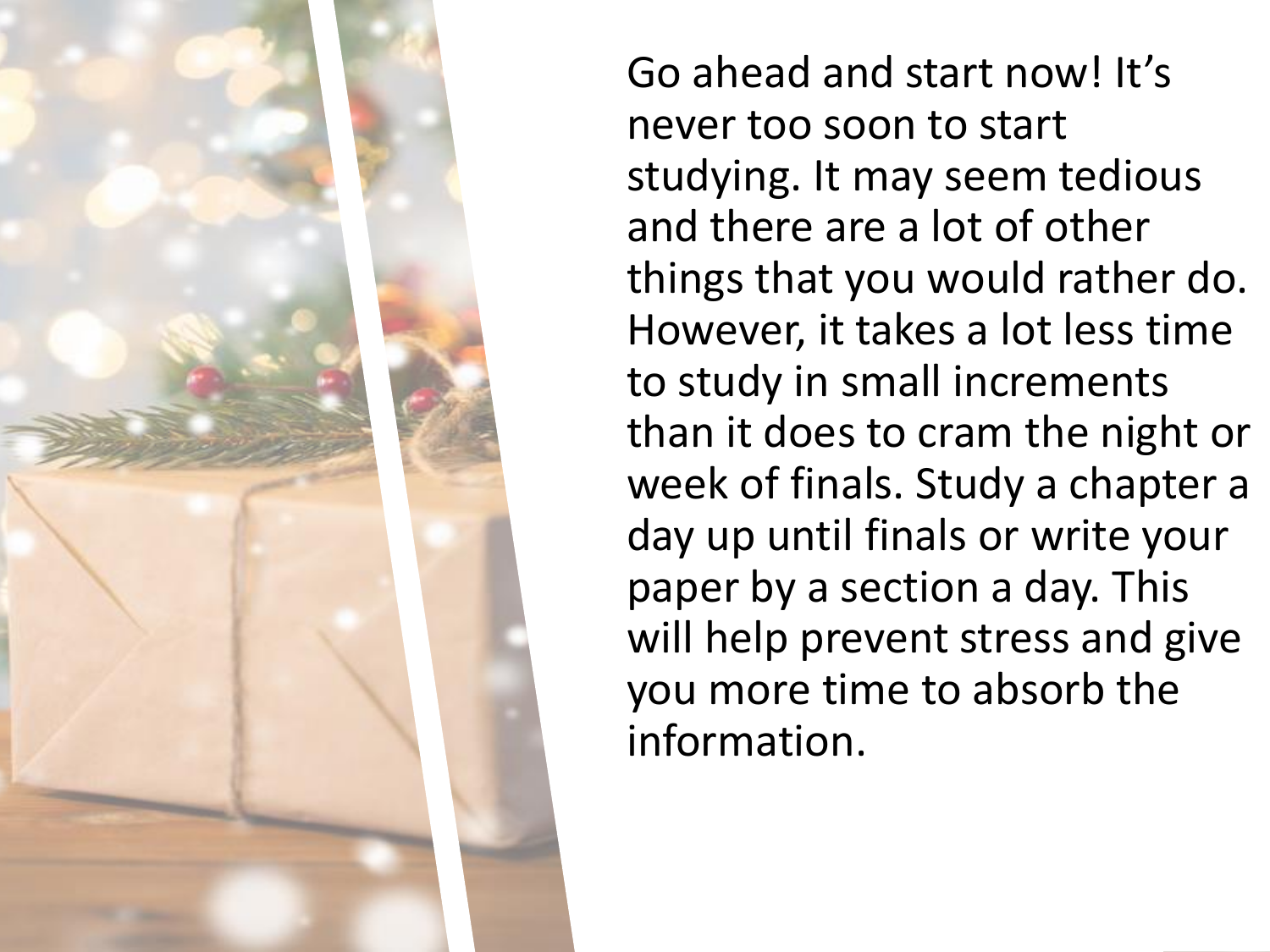Go ahead and start now! It’s never too soon to start studying. It may seem tedious and there are a lot of other things that you would rather do. However, it takes a lot less time to study in small increments than it does to cram the night or week of finals. Study a chapter a day up until finals or write your paper by a section a day. This will help prevent stress and give you more time to absorb the information.